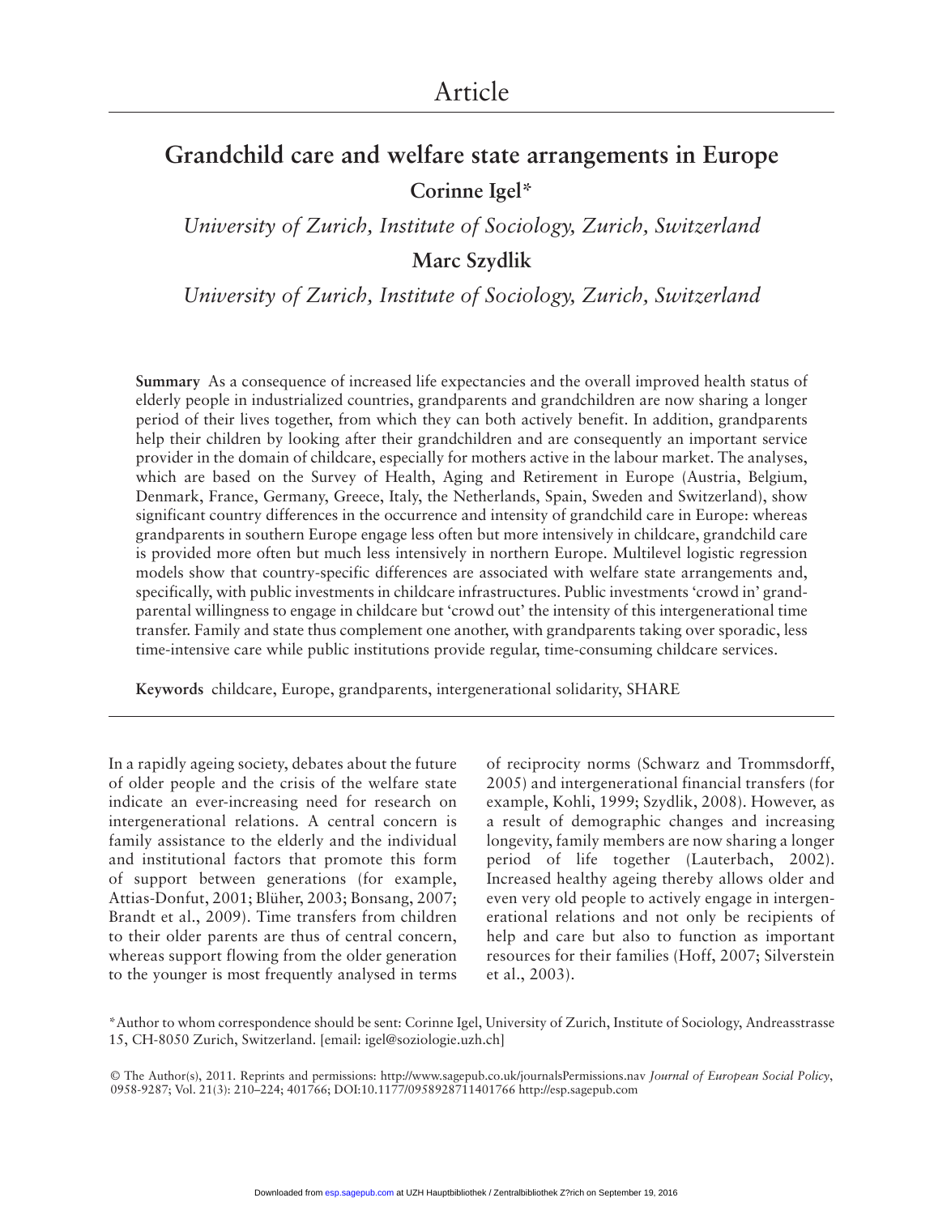Article

# Grandchild care and welfare state arrangements in Europe

**Corinne Igel***

*University of Zurich, Institute of Sociology, Zurich, Switzerland*

**Marc Szydlik**

*University of Zurich, Institute of Sociology, Zurich, Switzerland*

**Summary** As a consequence of increased life expectancies and the overall improved health status of elderly people in industrialized countries, grandparents and grandchildren are now sharing a longer period of their lives together, from which they can both actively benefit. In addition, grandparents help their children by looking after their grandchildren and are consequently an important service provider in the domain of childcare, especially for mothers active in the labour market. The analyses, which are based on the Survey of Health, Aging and Retirement in Europe (Austria, Belgium, Denmark, France, Germany, Greece, Italy, the Netherlands, Spain, Sweden and Switzerland), show significant country differences in the occurrence and intensity of grandchild care in Europe: whereas grandparents in southern Europe engage less often but more intensively in childcare, grandchild care is provided more often but much less intensively in northern Europe. Multilevel logistic regression models show that country-specific differences are associated with welfare state arrangements and, specifically, with public investments in childcare infrastructures. Public investments 'crowd in' grandparental willingness to engage in childcare but 'crowd out' the intensity of this intergenerational time transfer. Family and state thus complement one another, with grandparents taking over sporadic, less time-intensive care while public institutions provide regular, time-consuming childcare services.

**Keywords** childcare, Europe, grandparents, intergenerational solidarity, SHARE

In a rapidly ageing society, debates about the future of older people and the crisis of the welfare state indicate an ever-increasing need for research on intergenerational relations. A central concern is family assistance to the elderly and the individual and institutional factors that promote this form of support between generations (for example, Attias-Donfut, 2001; Blüher, 2003; Bonsang, 2007; Brandt et al., 2009). Time transfers from children to their older parents are thus of central concern, whereas support flowing from the older generation to the younger is most frequently analysed in terms of reciprocity norms (Schwarz and Trommsdorff, 2005) and intergenerational financial transfers (for example, Kohli, 1999; Szydlik, 2008). However, as a result of demographic changes and increasing longevity, family members are now sharing a longer period of life together (Lauterbach, 2002). Increased healthy ageing thereby allows older and even very old people to actively engage in intergenerational relations and not only be recipients of help and care but also to function as important resources for their families (Hoff, 2007; Silverstein et al., 2003).

*Author to whom correspondence should be sent: Corinne Igel, University of Zurich, Institute of Sociology, Andreasstrasse 15, CH-8050 Zurich, Switzerland. [email: igel@soziologie.uzh.ch]

© The Author(s), 2011. Reprints and permissions: http://www.sagepub.co.uk/journalsPermissions.nav *Journal of European Social Policy*, 0958-9287; Vol. 21(3): 210–224; 401766; DOI:10.1177/0958928711401766 http://esp.sagepub.com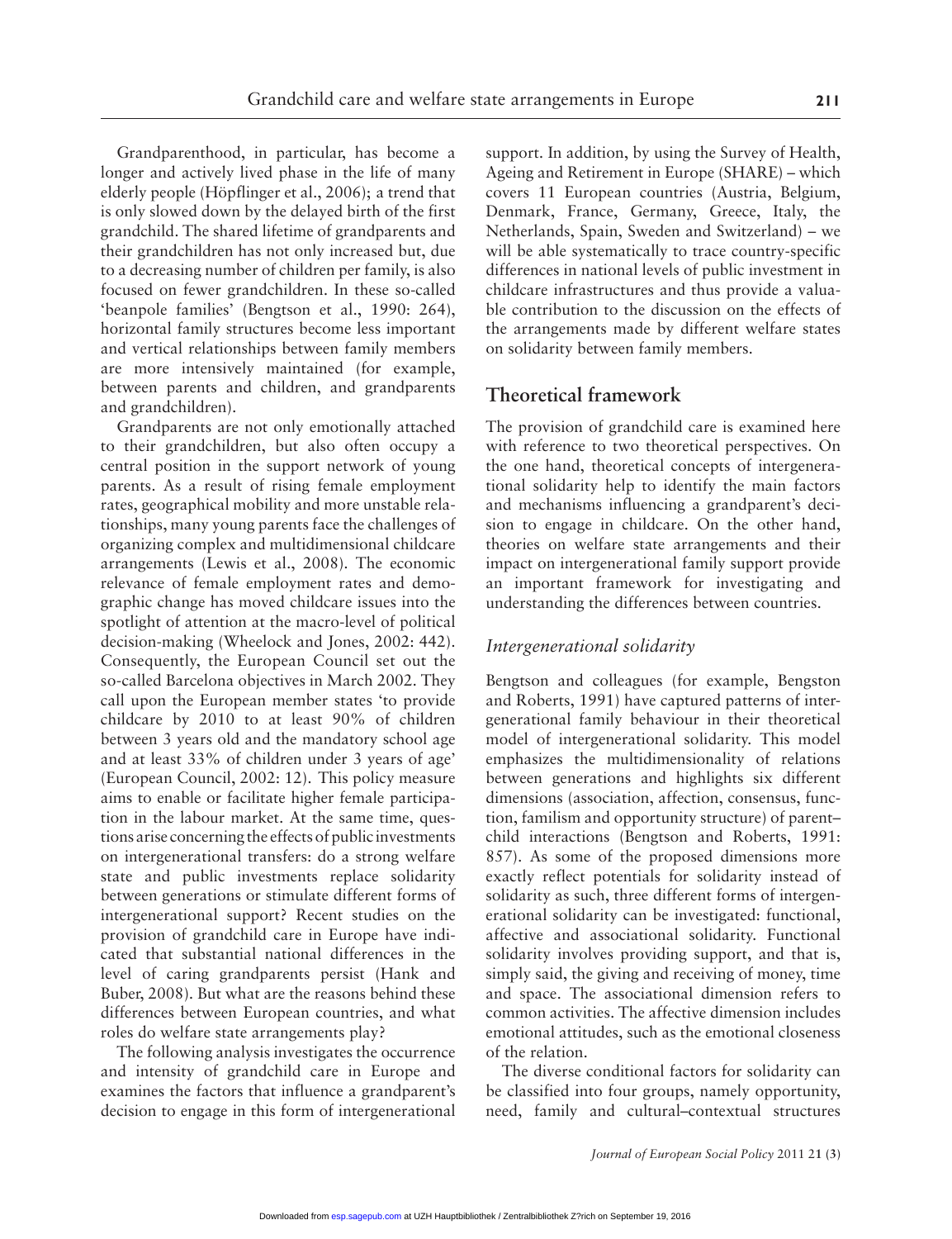Grandparenthood, in particular, has become a longer and actively lived phase in the life of many elderly people (Höpflinger et al., 2006); a trend that is only slowed down by the delayed birth of the first grandchild. The shared lifetime of grandparents and their grandchildren has not only increased but, due to a decreasing number of children per family, is also focused on fewer grandchildren. In these so-called 'beanpole families' (Bengtson et al., 1990: 264), horizontal family structures become less important and vertical relationships between family members are more intensively maintained (for example, between parents and children, and grandparents and grandchildren).

Grandparents are not only emotionally attached to their grandchildren, but also often occupy a central position in the support network of young parents. As a result of rising female employment rates, geographical mobility and more unstable relationships, many young parents face the challenges of organizing complex and multidimensional childcare arrangements (Lewis et al., 2008). The economic relevance of female employment rates and demographic change has moved childcare issues into the spotlight of attention at the macro-level of political decision-making (Wheelock and Jones, 2002: 442). Consequently, the European Council set out the so-called Barcelona objectives in March 2002. They call upon the European member states 'to provide childcare by 2010 to at least 90% of children between 3 years old and the mandatory school age and at least 33% of children under 3 years of age' (European Council, 2002: 12). This policy measure aims to enable or facilitate higher female participation in the labour market. At the same time, questions arise concerning the effects of public investments on intergenerational transfers: do a strong welfare state and public investments replace solidarity between generations or stimulate different forms of intergenerational support? Recent studies on the provision of grandchild care in Europe have indicated that substantial national differences in the level of caring grandparents persist (Hank and Buber, 2008). But what are the reasons behind these differences between European countries, and what roles do welfare state arrangements play?

The following analysis investigates the occurrence and intensity of grandchild care in Europe and examines the factors that influence a grandparent's decision to engage in this form of intergenerational support. In addition, by using the Survey of Health, Ageing and Retirement in Europe (SHARE) – which covers 11 European countries (Austria, Belgium, Denmark, France, Germany, Greece, Italy, the Netherlands, Spain, Sweden and Switzerland) – we will be able systematically to trace country-specific differences in national levels of public investment in childcare infrastructures and thus provide a valuable contribution to the discussion on the effects of the arrangements made by different welfare states on solidarity between family members.

## Theoretical framework

The provision of grandchild care is examined here with reference to two theoretical perspectives. On the one hand, theoretical concepts of intergenerational solidarity help to identify the main factors and mechanisms influencing a grandparent's decision to engage in childcare. On the other hand, theories on welfare state arrangements and their impact on intergenerational family support provide an important framework for investigating and understanding the differences between countries.

### *Intergenerational solidarity*

Bengtson and colleagues (for example, Bengston and Roberts, 1991) have captured patterns of intergenerational family behaviour in their theoretical model of intergenerational solidarity. This model emphasizes the multidimensionality of relations between generations and highlights six different dimensions (association, affection, consensus, function, familism and opportunity structure) of parent–child interactions (Bengtson and Roberts, 1991: 857). As some of the proposed dimensions more exactly reflect potentials for solidarity instead of solidarity as such, three different forms of intergenerational solidarity can be investigated: functional, affective and associational solidarity. Functional solidarity involves providing support, and that is, simply said, the giving and receiving of money, time and space. The associational dimension refers to common activities. The affective dimension includes emotional attitudes, such as the emotional closeness of the relation.

The diverse conditional factors for solidarity can be classified into four groups, namely opportunity, need, family and cultural–contextual structures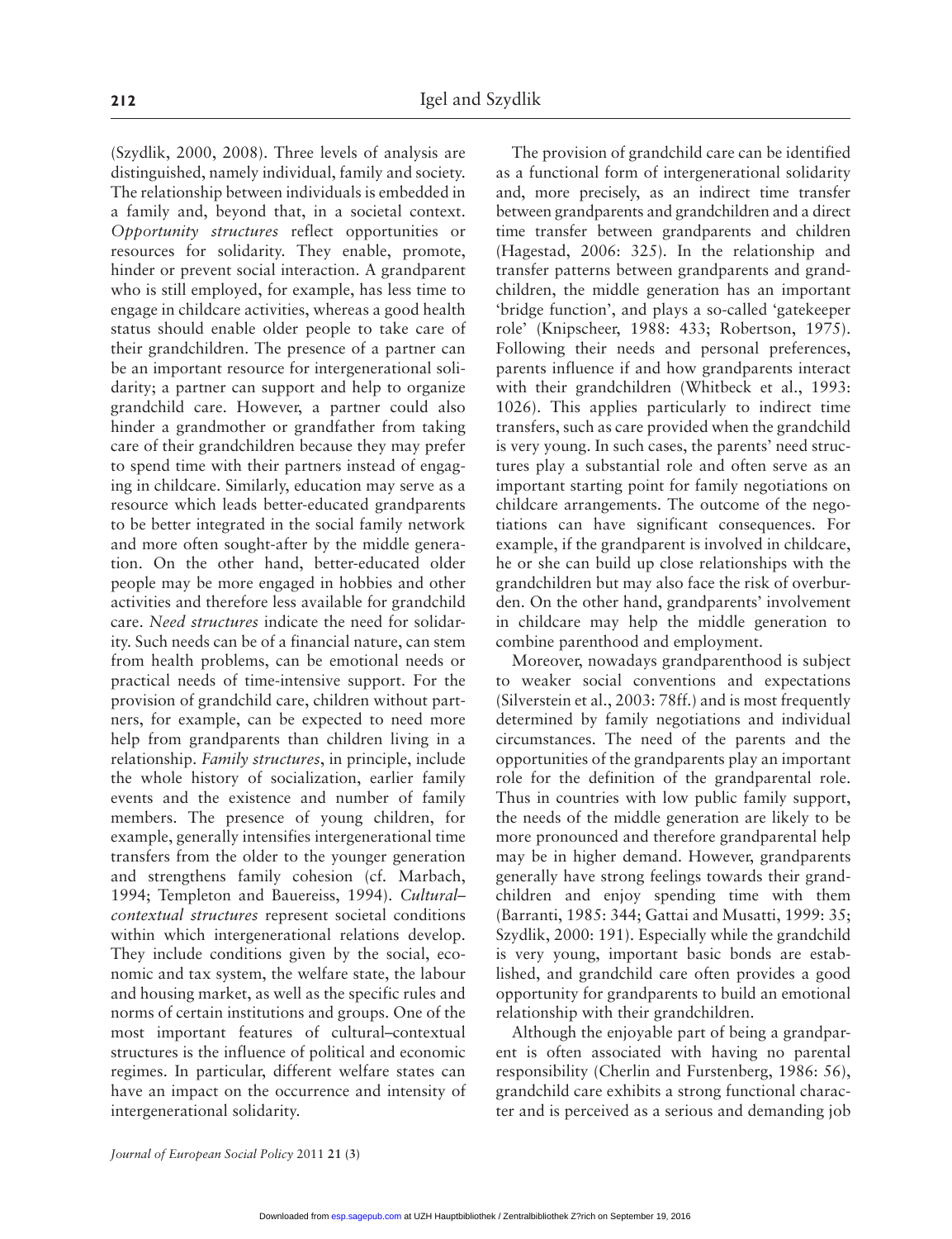(Szydlik, 2000, 2008). Three levels of analysis are distinguished, namely individual, family and society. The relationship between individuals is embedded in a family and, beyond that, in a societal context. *Opportunity structures* reflect opportunities or resources for solidarity. They enable, promote, hinder or prevent social interaction. A grandparent who is still employed, for example, has less time to engage in childcare activities, whereas a good health status should enable older people to take care of their grandchildren. The presence of a partner can be an important resource for intergenerational solidarity; a partner can support and help to organize grandchild care. However, a partner could also hinder a grandmother or grandfather from taking care of their grandchildren because they may prefer to spend time with their partners instead of engaging in childcare. Similarly, education may serve as a resource which leads better-educated grandparents to be better integrated in the social family network and more often sought-after by the middle generation. On the other hand, better-educated older people may be more engaged in hobbies and other activities and therefore less available for grandchild care. *Need structures* indicate the need for solidarity. Such needs can be of a financial nature, can stem from health problems, can be emotional needs or practical needs of time-intensive support. For the provision of grandchild care, children without partners, for example, can be expected to need more help from grandparents than children living in a relationship. *Family structures*, in principle, include the whole history of socialization, earlier family events and the existence and number of family members. The presence of young children, for example, generally intensifies intergenerational time transfers from the older to the younger generation and strengthens family cohesion (cf. Marbach, 1994; Templeton and Bauereiss, 1994). *Cultural–contextual structures* represent societal conditions within which intergenerational relations develop. They include conditions given by the social, economic and tax system, the welfare state, the labour and housing market, as well as the specific rules and norms of certain institutions and groups. One of the most important features of cultural–contextual structures is the influence of political and economic regimes. In particular, different welfare states can have an impact on the occurrence and intensity of intergenerational solidarity.

The provision of grandchild care can be identified as a functional form of intergenerational solidarity and, more precisely, as an indirect time transfer between grandparents and grandchildren and a direct time transfer between grandparents and children (Hagestad, 2006: 325). In the relationship and transfer patterns between grandparents and grandchildren, the middle generation has an important 'bridge function', and plays a so-called 'gatekeeper role' (Knipscheer, 1988: 433; Robertson, 1975). Following their needs and personal preferences, parents influence if and how grandparents interact with their grandchildren (Whitbeck et al., 1993: 1026). This applies particularly to indirect time transfers, such as care provided when the grandchild is very young. In such cases, the parents' need structures play a substantial role and often serve as an important starting point for family negotiations on childcare arrangements. The outcome of the negotiations can have significant consequences. For example, if the grandparent is involved in childcare, he or she can build up close relationships with the grandchildren but may also face the risk of overburden. On the other hand, grandparents' involvement in childcare may help the middle generation to combine parenthood and employment.

Moreover, nowadays grandparenthood is subject to weaker social conventions and expectations (Silverstein et al., 2003: 78ff.) and is most frequently determined by family negotiations and individual circumstances. The need of the parents and the opportunities of the grandparents play an important role for the definition of the grandparental role. Thus in countries with low public family support, the needs of the middle generation are likely to be more pronounced and therefore grandparental help may be in higher demand. However, grandparents generally have strong feelings towards their grandchildren and enjoy spending time with them (Barranti, 1985: 344; Gattai and Musatti, 1999: 35; Szydlik, 2000: 191). Especially while the grandchild is very young, important basic bonds are established, and grandchild care often provides a good opportunity for grandparents to build an emotional relationship with their grandchildren.

Although the enjoyable part of being a grandparent is often associated with having no parental responsibility (Cherlin and Furstenberg, 1986: 56), grandchild care exhibits a strong functional character and is perceived as a serious and demanding job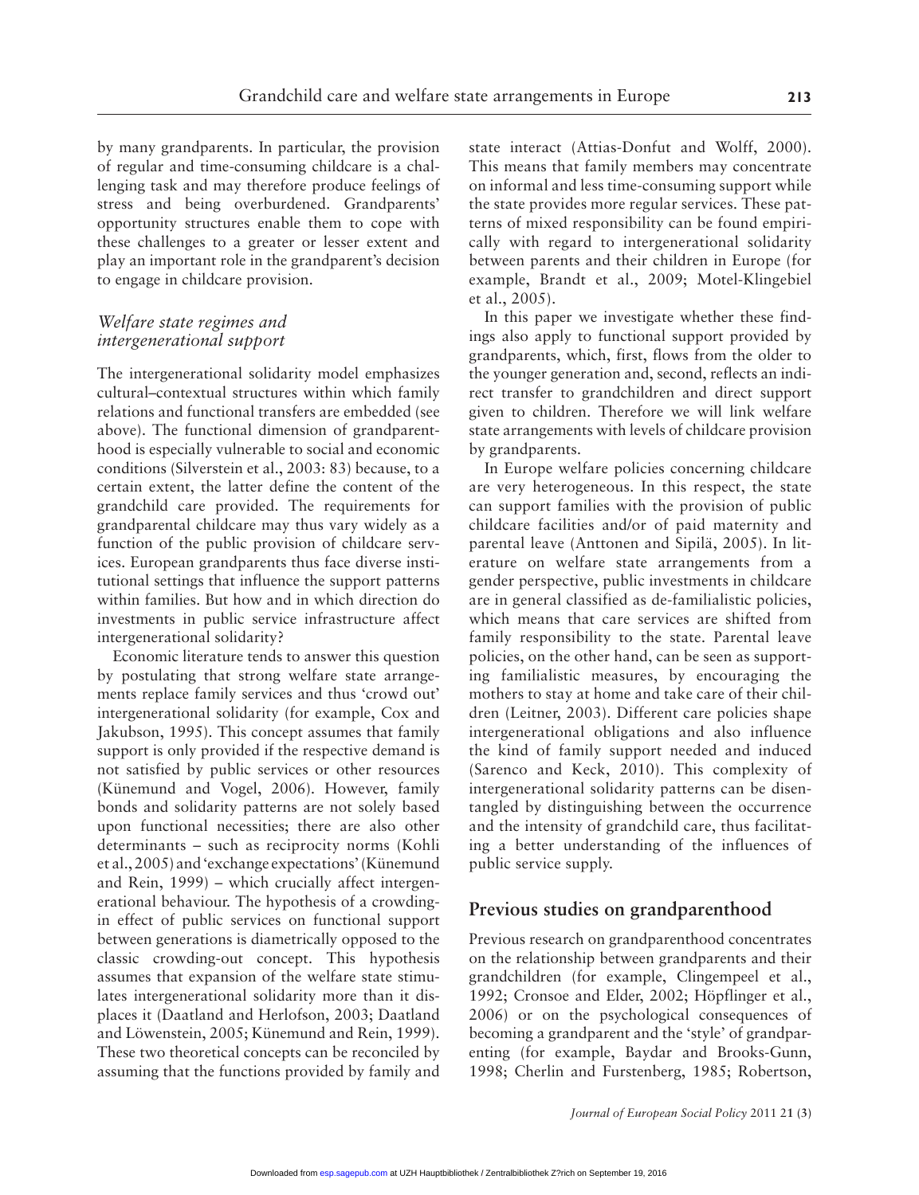by many grandparents. In particular, the provision of regular and time-consuming childcare is a challenging task and may therefore produce feelings of stress and being overburdened. Grandparents' opportunity structures enable them to cope with these challenges to a greater or lesser extent and play an important role in the grandparent's decision to engage in childcare provision.

### *Welfare state regimes and intergenerational support*

The intergenerational solidarity model emphasizes cultural–contextual structures within which family relations and functional transfers are embedded (see above). The functional dimension of grandparenthood is especially vulnerable to social and economic conditions (Silverstein et al., 2003: 83) because, to a certain extent, the latter define the content of the grandchild care provided. The requirements for grandparental childcare may thus vary widely as a function of the public provision of childcare services. European grandparents thus face diverse institutional settings that influence the support patterns within families. But how and in which direction do investments in public service infrastructure affect intergenerational solidarity?

Economic literature tends to answer this question by postulating that strong welfare state arrangements replace family services and thus 'crowd out' intergenerational solidarity (for example, Cox and Jakubson, 1995). This concept assumes that family support is only provided if the respective demand is not satisfied by public services or other resources (Künemund and Vogel, 2006). However, family bonds and solidarity patterns are not solely based upon functional necessities; there are also other determinants – such as reciprocity norms (Kohli et al., 2005) and 'exchange expectations' (Künemund and Rein, 1999) – which crucially affect intergenerational behaviour. The hypothesis of a crowding-in effect of public services on functional support between generations is diametrically opposed to the classic crowding-out concept. This hypothesis assumes that expansion of the welfare state stimulates intergenerational solidarity more than it displaces it (Daatland and Herlofson, 2003; Daatland and Löwenstein, 2005; Künemund and Rein, 1999). These two theoretical concepts can be reconciled by assuming that the functions provided by family and state interact (Attias-Donfut and Wolff, 2000). This means that family members may concentrate on informal and less time-consuming support while the state provides more regular services. These patterns of mixed responsibility can be found empirically with regard to intergenerational solidarity between parents and their children in Europe (for example, Brandt et al., 2009; Motel-Klingebiel et al., 2005).

In this paper we investigate whether these findings also apply to functional support provided by grandparents, which, first, flows from the older to the younger generation and, second, reflects an indirect transfer to grandchildren and direct support given to children. Therefore we will link welfare state arrangements with levels of childcare provision by grandparents.

In Europe welfare policies concerning childcare are very heterogeneous. In this respect, the state can support families with the provision of public childcare facilities and/or of paid maternity and parental leave (Anttonen and Sipilä, 2005). In literature on welfare state arrangements from a gender perspective, public investments in childcare are in general classified as de-familialistic policies, which means that care services are shifted from family responsibility to the state. Parental leave policies, on the other hand, can be seen as supporting familialistic measures, by encouraging the mothers to stay at home and take care of their children (Leitner, 2003). Different care policies shape intergenerational obligations and also influence the kind of family support needed and induced (Sarenco and Keck, 2010). This complexity of intergenerational solidarity patterns can be disentangled by distinguishing between the occurrence and the intensity of grandchild care, thus facilitating a better understanding of the influences of public service supply.

## Previous studies on grandparenthood

Previous research on grandparenthood concentrates on the relationship between grandparents and their grandchildren (for example, Clingempeel et al., 1992; Cronsoe and Elder, 2002; Höpflinger et al., 2006) or on the psychological consequences of becoming a grandparent and the 'style' of grandparenting (for example, Baydar and Brooks-Gunn, 1998; Cherlin and Furstenberg, 1985; Robertson,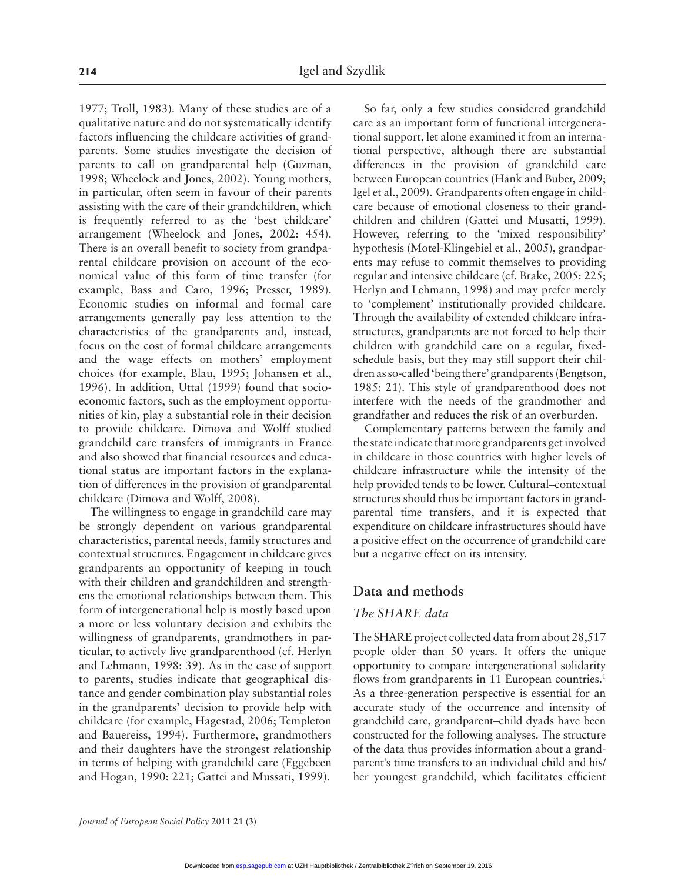1977; Troll, 1983). Many of these studies are of a qualitative nature and do not systematically identify factors influencing the childcare activities of grandparents. Some studies investigate the decision of parents to call on grandparental help (Guzman, 1998; Wheelock and Jones, 2002). Young mothers, in particular, often seem in favour of their parents assisting with the care of their grandchildren, which is frequently referred to as the 'best childcare' arrangement (Wheelock and Jones, 2002: 454). There is an overall benefit to society from grandparental childcare provision on account of the economical value of this form of time transfer (for example, Bass and Caro, 1996; Presser, 1989). Economic studies on informal and formal care arrangements generally pay less attention to the characteristics of the grandparents and, instead, focus on the cost of formal childcare arrangements and the wage effects on mothers' employment choices (for example, Blau, 1995; Johansen et al., 1996). In addition, Uttal (1999) found that socioeconomic factors, such as the employment opportunities of kin, play a substantial role in their decision to provide childcare. Dimova and Wolff studied grandchild care transfers of immigrants in France and also showed that financial resources and educational status are important factors in the explanation of differences in the provision of grandparental childcare (Dimova and Wolff, 2008).

The willingness to engage in grandchild care may be strongly dependent on various grandparental characteristics, parental needs, family structures and contextual structures. Engagement in childcare gives grandparents an opportunity of keeping in touch with their children and grandchildren and strengthens the emotional relationships between them. This form of intergenerational help is mostly based upon a more or less voluntary decision and exhibits the willingness of grandparents, grandmothers in particular, to actively live grandparenthood (cf. Herlyn and Lehmann, 1998: 39). As in the case of support to parents, studies indicate that geographical distance and gender combination play substantial roles in the grandparents' decision to provide help with childcare (for example, Hagestad, 2006; Templeton and Bauereiss, 1994). Furthermore, grandmothers and their daughters have the strongest relationship in terms of helping with grandchild care (Eggebeen and Hogan, 1990: 221; Gattei and Mussati, 1999).

So far, only a few studies considered grandchild care as an important form of functional intergenerational support, let alone examined it from an international perspective, although there are substantial differences in the provision of grandchild care between European countries (Hank and Buber, 2009; Igel et al., 2009). Grandparents often engage in childcare because of emotional closeness to their grandchildren and children (Gattei und Musatti, 1999). However, referring to the 'mixed responsibility' hypothesis (Motel-Klingebiel et al., 2005), grandparents may refuse to commit themselves to providing regular and intensive childcare (cf. Brake, 2005: 225; Herlyn and Lehmann, 1998) and may prefer merely to 'complement' institutionally provided childcare. Through the availability of extended childcare infrastructures, grandparents are not forced to help their children with grandchild care on a regular, fixed-schedule basis, but they may still support their children as so-called 'being there' grandparents (Bengtson, 1985: 21). This style of grandparenthood does not interfere with the needs of the grandmother and grandfather and reduces the risk of an overburden.

Complementary patterns between the family and the state indicate that more grandparents get involved in childcare in those countries with higher levels of childcare infrastructure while the intensity of the help provided tends to be lower. Cultural–contextual structures should thus be important factors in grandparental time transfers, and it is expected that expenditure on childcare infrastructures should have a positive effect on the occurrence of grandchild care but a negative effect on its intensity.

## Data and methods

### *The SHARE data*

The SHARE project collected data from about 28,517 people older than 50 years. It offers the unique opportunity to compare intergenerational solidarity flows from grandparents in 11 European countries.[1] As a three-generation perspective is essential for an accurate study of the occurrence and intensity of grandchild care, grandparent–child dyads have been constructed for the following analyses. The structure of the data thus provides information about a grandparent's time transfers to an individual child and his/her youngest grandchild, which facilitates efficient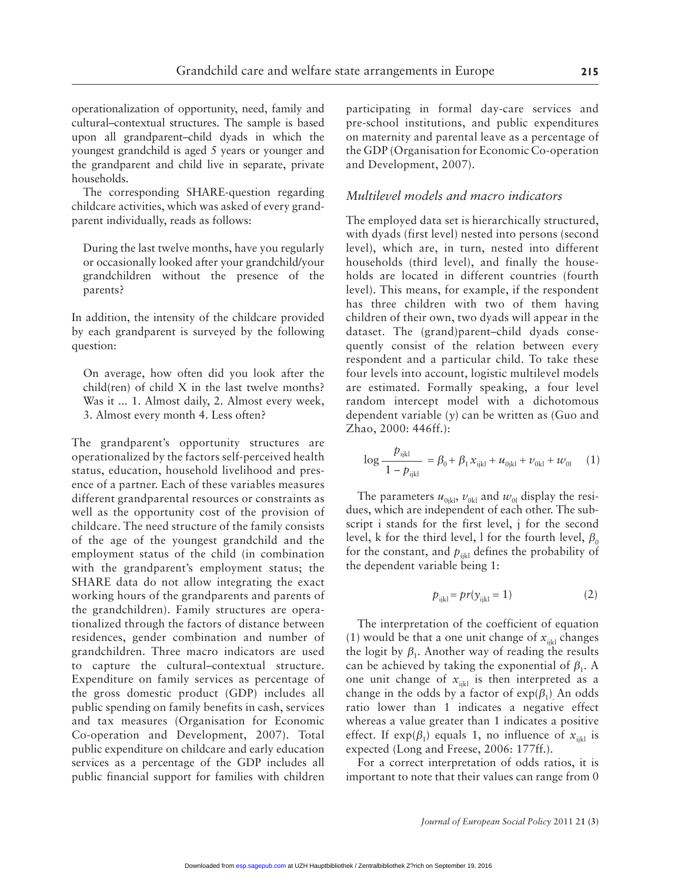operationalization of opportunity, need, family and cultural–contextual structures. The sample is based upon all grandparent–child dyads in which the youngest grandchild is aged 5 years or younger and the grandparent and child live in separate, private households.

The corresponding SHARE-question regarding childcare activities, which was asked of every grandparent individually, reads as follows:

> During the last twelve months, have you regularly or occasionally looked after your grandchild/your grandchildren without the presence of the parents?

In addition, the intensity of the childcare provided by each grandparent is surveyed by the following question:

> On average, how often did you look after the child(ren) of child X in the last twelve months? Was it ... 1. Almost daily, 2. Almost every week, 3. Almost every month 4. Less often?

The grandparent's opportunity structures are operationalized by the factors self-perceived health status, education, household livelihood and presence of a partner. Each of these variables measures different grandparental resources or constraints as well as the opportunity cost of the provision of childcare. The need structure of the family consists of the age of the youngest grandchild and the employment status of the child (in combination with the grandparent's employment status; the SHARE data do not allow integrating the exact working hours of the grandparents and parents of the grandchildren). Family structures are operationalized through the factors of distance between residences, gender combination and number of grandchildren. Three macro indicators are used to capture the cultural–contextual structure. Expenditure on family services as percentage of the gross domestic product (GDP) includes all public spending on family benefits in cash, services and tax measures (Organisation for Economic Co-operation and Development, 2007). Total public expenditure on childcare and early education services as a percentage of the GDP includes all public financial support for families with children participating in formal day-care services and pre-school institutions, and public expenditures on maternity and parental leave as a percentage of the GDP (Organisation for Economic Co-operation and Development, 2007).

## *Multilevel models and macro indicators*

The employed data set is hierarchically structured, with dyads (first level) nested into persons (second level), which are, in turn, nested into different households (third level), and finally the households are located in different countries (fourth level). This means, for example, if the respondent has three children with two of them having children of their own, two dyads will appear in the dataset. The (grand)parent–child dyads consequently consist of the relation between every respondent and a particular child. To take these four levels into account, logistic multilevel models are estimated. Formally speaking, a four level random intercept model with a dichotomous dependent variable ($y$) can be written as (Guo and Zhao, 2000: 446ff.):

$$\log \frac{p_{\text{ijkl}}}{1 - p_{\text{ijkl}}} = \beta_0 + \beta_1 x_{\text{ijkl}} + u_{0\text{jkl}} + v_{0\text{kl}} + w_{0\text{l}} \qquad (1)$$

The parameters $u_{0\text{jkl}}$, $v_{0\text{kl}}$ and $w_{0\text{l}}$ display the residues, which are independent of each other. The subscript i stands for the first level, j for the second level, k for the third level, l for the fourth level, $\beta_0$ for the constant, and $p_{\text{ijkl}}$ defines the probability of the dependent variable being 1:

$$p_{\text{ijkl}} = pr(y_{\text{ijkl}} = 1) \qquad (2)$$

The interpretation of the coefficient of equation (1) would be that a one unit change of $x_{\text{ijkl}}$ changes the logit by $\beta_1$. Another way of reading the results can be achieved by taking the exponential of $\beta_1$. A one unit change of $x_{\text{ijkl}}$ is then interpreted as a change in the odds by a factor of $\exp(\beta_1)$. An odds ratio lower than 1 indicates a negative effect whereas a value greater than 1 indicates a positive effect. If $\exp(\beta_1)$ equals 1, no influence of $x_{\text{ijkl}}$ is expected (Long and Freese, 2006: 177ff.).

For a correct interpretation of odds ratios, it is important to note that their values can range from 0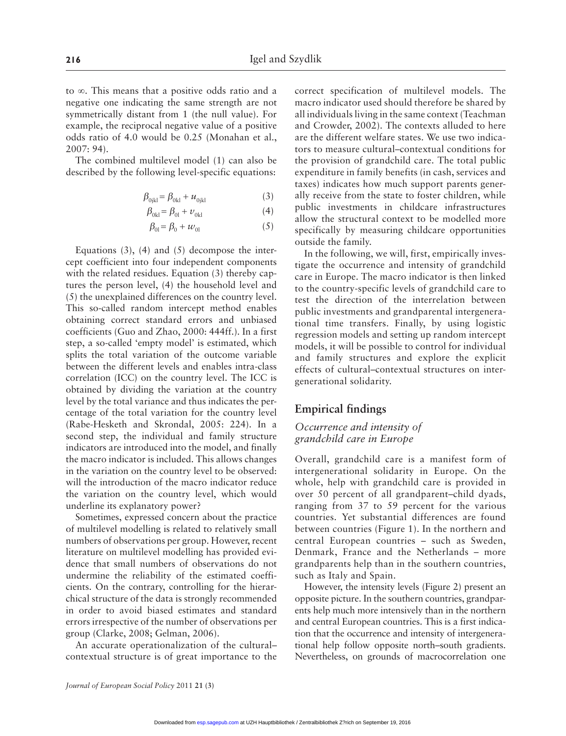to ∞. This means that a positive odds ratio and a negative one indicating the same strength are not symmetrically distant from 1 (the null value). For example, the reciprocal negative value of a positive odds ratio of 4.0 would be 0.25 (Monahan et al., 2007: 94).

The combined multilevel model (1) can also be described by the following level-specific equations:

$$\beta_{0jkl} = \beta_{0kl} + u_{0jkl} \quad (3)$$

$$\beta_{0kl} = \beta_{0l} + v_{0kl} \quad (4)$$

$$\beta_{0l} = \beta_{0} + w_{0l} \quad (5)$$

Equations (3), (4) and (5) decompose the intercept coefficient into four independent components with the related residues. Equation (3) thereby captures the person level, (4) the household level and (5) the unexplained differences on the country level. This so-called random intercept method enables obtaining correct standard errors and unbiased coefficients (Guo and Zhao, 2000: 444ff.). In a first step, a so-called 'empty model' is estimated, which splits the total variation of the outcome variable between the different levels and enables intra-class correlation (ICC) on the country level. The ICC is obtained by dividing the variation at the country level by the total variance and thus indicates the percentage of the total variation for the country level (Rabe-Hesketh and Skrondal, 2005: 224). In a second step, the individual and family structure indicators are introduced into the model, and finally the macro indicator is included. This allows changes in the variation on the country level to be observed: will the introduction of the macro indicator reduce the variation on the country level, which would underline its explanatory power?

Sometimes, expressed concern about the practice of multilevel modelling is related to relatively small numbers of observations per group. However, recent literature on multilevel modelling has provided evidence that small numbers of observations do not undermine the reliability of the estimated coefficients. On the contrary, controlling for the hierarchical structure of the data is strongly recommended in order to avoid biased estimates and standard errors irrespective of the number of observations per group (Clarke, 2008; Gelman, 2006).

An accurate operationalization of the cultural–contextual structure is of great importance to the correct specification of multilevel models. The macro indicator used should therefore be shared by all individuals living in the same context (Teachman and Crowder, 2002). The contexts alluded to here are the different welfare states. We use two indicators to measure cultural–contextual conditions for the provision of grandchild care. The total public expenditure in family benefits (in cash, services and taxes) indicates how much support parents generally receive from the state to foster children, while public investments in childcare infrastructures allow the structural context to be modelled more specifically by measuring childcare opportunities outside the family.

In the following, we will, first, empirically investigate the occurrence and intensity of grandchild care in Europe. The macro indicator is then linked to the country-specific levels of grandchild care to test the direction of the interrelation between public investments and grandparental intergenerational time transfers. Finally, by using logistic regression models and setting up random intercept models, it will be possible to control for individual and family structures and explore the explicit effects of cultural–contextual structures on intergenerational solidarity.

## Empirical findings

### *Occurrence and intensity of grandchild care in Europe*

Overall, grandchild care is a manifest form of intergenerational solidarity in Europe. On the whole, help with grandchild care is provided in over 50 percent of all grandparent–child dyads, ranging from 37 to 59 percent for the various countries. Yet substantial differences are found between countries (Figure 1). In the northern and central European countries – such as Sweden, Denmark, France and the Netherlands – more grandparents help than in the southern countries, such as Italy and Spain.

However, the intensity levels (Figure 2) present an opposite picture. In the southern countries, grandparents help much more intensively than in the northern and central European countries. This is a first indication that the occurrence and intensity of intergenerational help follow opposite north–south gradients. Nevertheless, on grounds of macrocorrelation one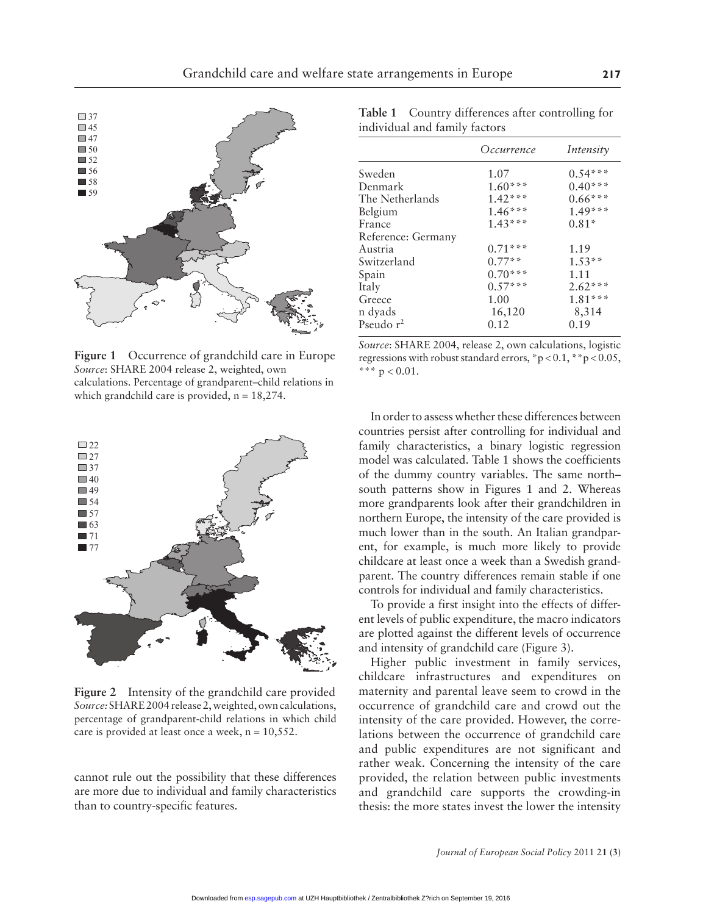Figure 1 Occurrence of grandchild care in Europe
*Source*: SHARE 2004 release 2, weighted, own calculations. Percentage of grandparent–child relations in which grandchild care is provided, n = 18,274.

Figure 2 Intensity of the grandchild care provided
*Source:* SHARE 2004 release 2, weighted, own calculations, percentage of grandparent-child relations in which child care is provided at least once a week, n = 10,552.

cannot rule out the possibility that these differences are more due to individual and family characteristics than to country-specific features.

**Table 1** Country differences after controlling for individual and family factors

| | *Occurrence* | *Intensity* |
|---|---|---|
| Sweden | 1.07 | 0.54*** |
| Denmark | 1.60*** | 0.40*** |
| The Netherlands | 1.42*** | 0.66*** |
| Belgium | 1.46*** | 1.49*** |
| France | 1.43*** | 0.81* |
| Reference: Germany | | |
| Austria | 0.71*** | 1.19 |
| Switzerland | 0.77** | 1.53** |
| Spain | 0.70*** | 1.11 |
| Italy | 0.57*** | 2.62*** |
| Greece | 1.00 | 1.81*** |
| n dyads | 16,120 | 8,314 |
| Pseudo $r^2$ | 0.12 | 0.19 |

*Source*: SHARE 2004, release 2, own calculations, logistic regressions with robust standard errors, *$p < 0.1$, **$p < 0.05$, *** $p < 0.01$.

In order to assess whether these differences between countries persist after controlling for individual and family characteristics, a binary logistic regression model was calculated. Table 1 shows the coefficients of the dummy country variables. The same north–south patterns show in Figures 1 and 2. Whereas more grandparents look after their grandchildren in northern Europe, the intensity of the care provided is much lower than in the south. An Italian grandparent, for example, is much more likely to provide childcare at least once a week than a Swedish grandparent. The country differences remain stable if one controls for individual and family characteristics.

To provide a first insight into the effects of different levels of public expenditure, the macro indicators are plotted against the different levels of occurrence and intensity of grandchild care (Figure 3).

Higher public investment in family services, childcare infrastructures and expenditures on maternity and parental leave seem to crowd in the occurrence of grandchild care and crowd out the intensity of the care provided. However, the correlations between the occurrence of grandchild care and public expenditures are not significant and rather weak. Concerning the intensity of the care provided, the relation between public investments and grandchild care supports the crowding-in thesis: the more states invest the lower the intensity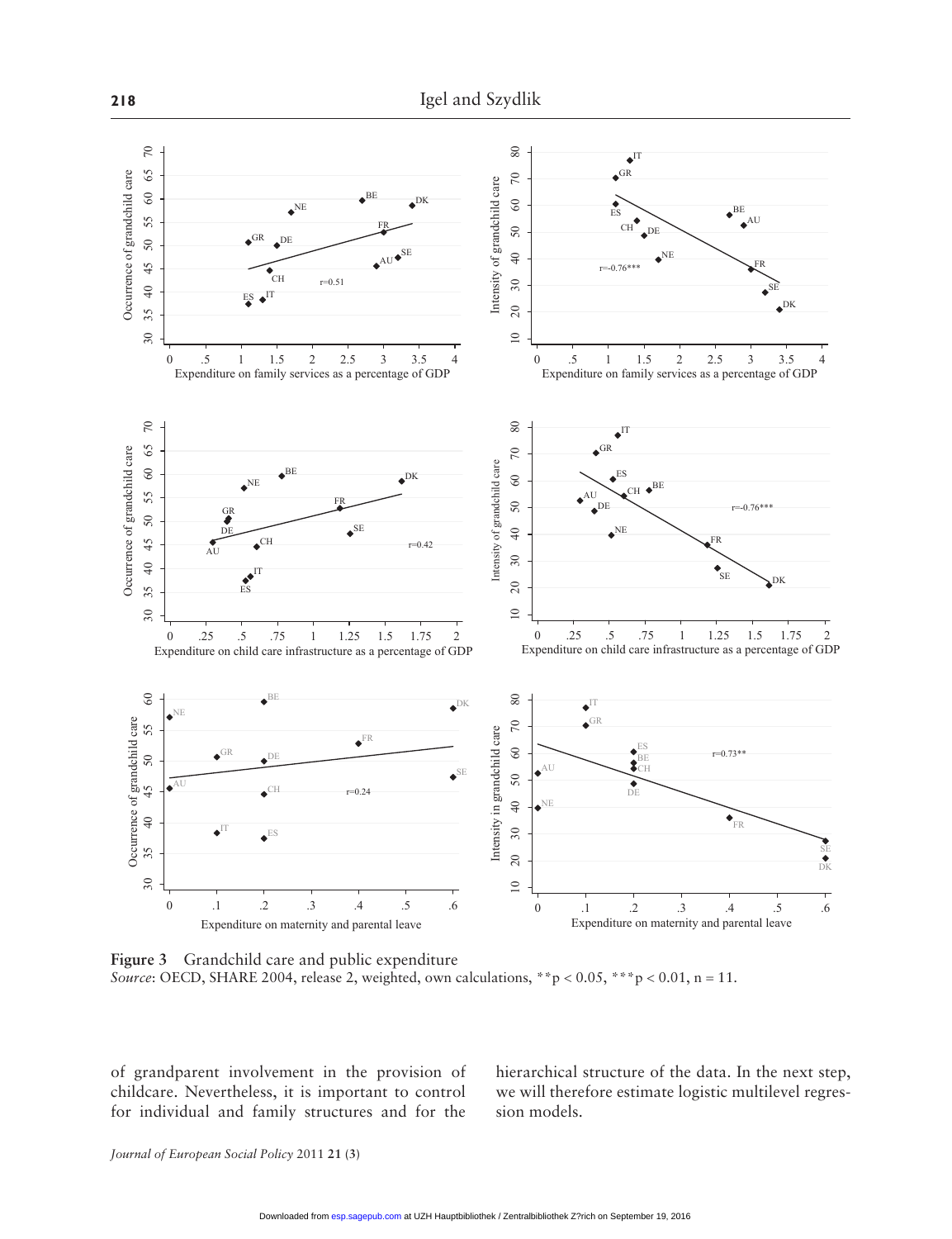**Figure 3** Grandchild care and public expenditure
*Source*: OECD, SHARE 2004, release 2, weighted, own calculations, $^{**}p < 0.05$, $^{***}p < 0.01$, n = 11.

of grandparent involvement in the provision of childcare. Nevertheless, it is important to control for individual and family structures and for the hierarchical structure of the data. In the next step, we will therefore estimate logistic multilevel regression models.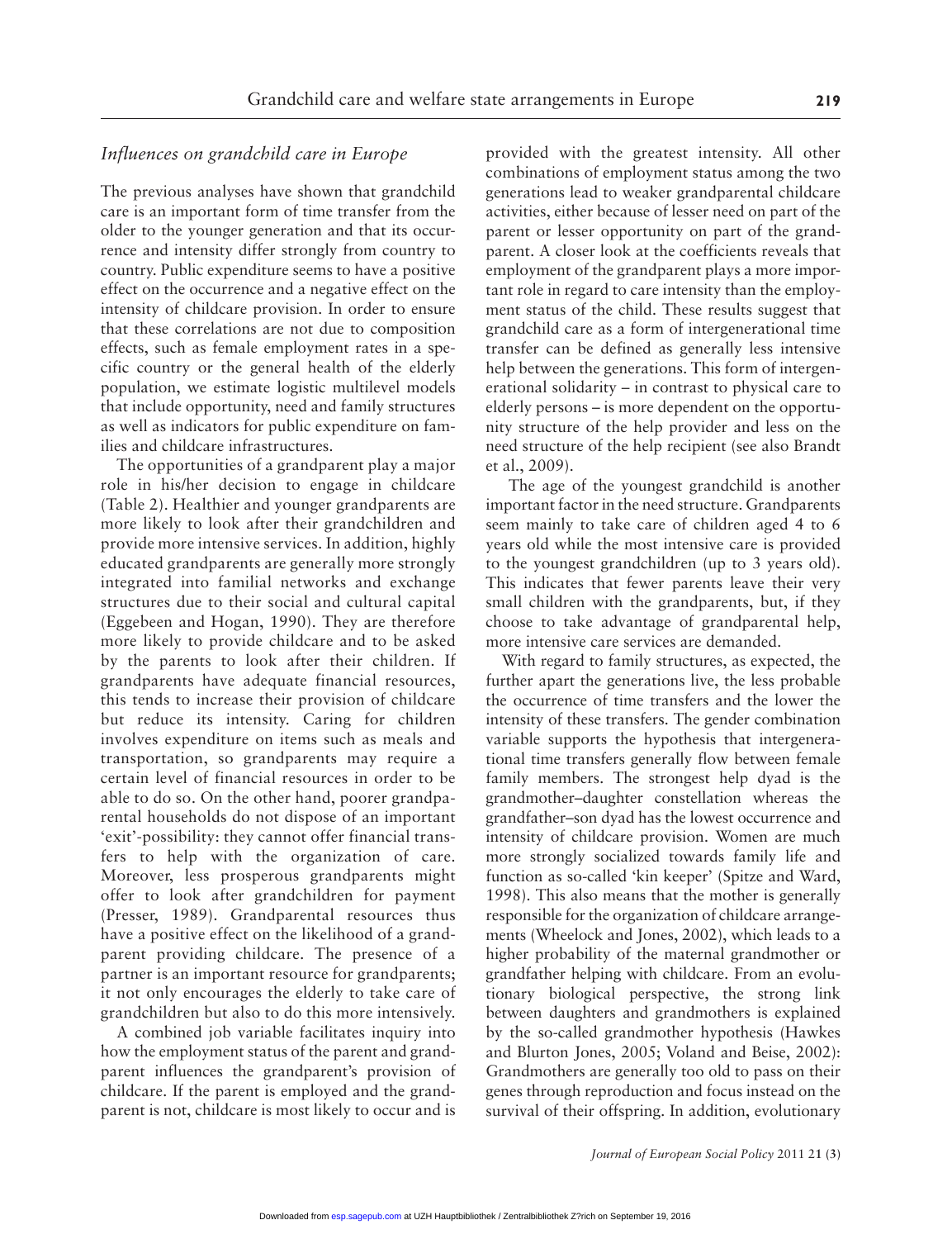## *Influences on grandchild care in Europe*

The previous analyses have shown that grandchild care is an important form of time transfer from the older to the younger generation and that its occurrence and intensity differ strongly from country to country. Public expenditure seems to have a positive effect on the occurrence and a negative effect on the intensity of childcare provision. In order to ensure that these correlations are not due to composition effects, such as female employment rates in a specific country or the general health of the elderly population, we estimate logistic multilevel models that include opportunity, need and family structures as well as indicators for public expenditure on families and childcare infrastructures.

The opportunities of a grandparent play a major role in his/her decision to engage in childcare (Table 2). Healthier and younger grandparents are more likely to look after their grandchildren and provide more intensive services. In addition, highly educated grandparents are generally more strongly integrated into familial networks and exchange structures due to their social and cultural capital (Eggebeen and Hogan, 1990). They are therefore more likely to provide childcare and to be asked by the parents to look after their children. If grandparents have adequate financial resources, this tends to increase their provision of childcare but reduce its intensity. Caring for children involves expenditure on items such as meals and transportation, so grandparents may require a certain level of financial resources in order to be able to do so. On the other hand, poorer grandparental households do not dispose of an important 'exit'-possibility: they cannot offer financial transfers to help with the organization of care. Moreover, less prosperous grandparents might offer to look after grandchildren for payment (Presser, 1989). Grandparental resources thus have a positive effect on the likelihood of a grandparent providing childcare. The presence of a partner is an important resource for grandparents; it not only encourages the elderly to take care of grandchildren but also to do this more intensively.

A combined job variable facilitates inquiry into how the employment status of the parent and grandparent influences the grandparent's provision of childcare. If the parent is employed and the grandparent is not, childcare is most likely to occur and is provided with the greatest intensity. All other combinations of employment status among the two generations lead to weaker grandparental childcare activities, either because of lesser need on part of the parent or lesser opportunity on part of the grandparent. A closer look at the coefficients reveals that employment of the grandparent plays a more important role in regard to care intensity than the employment status of the child. These results suggest that grandchild care as a form of intergenerational time transfer can be defined as generally less intensive help between the generations. This form of intergenerational solidarity – in contrast to physical care to elderly persons – is more dependent on the opportunity structure of the help provider and less on the need structure of the help recipient (see also Brandt et al., 2009).

The age of the youngest grandchild is another important factor in the need structure. Grandparents seem mainly to take care of children aged 4 to 6 years old while the most intensive care is provided to the youngest grandchildren (up to 3 years old). This indicates that fewer parents leave their very small children with the grandparents, but, if they choose to take advantage of grandparental help, more intensive care services are demanded.

With regard to family structures, as expected, the further apart the generations live, the less probable the occurrence of time transfers and the lower the intensity of these transfers. The gender combination variable supports the hypothesis that intergenerational time transfers generally flow between female family members. The strongest help dyad is the grandmother–daughter constellation whereas the grandfather–son dyad has the lowest occurrence and intensity of childcare provision. Women are much more strongly socialized towards family life and function as so-called 'kin keeper' (Spitze and Ward, 1998). This also means that the mother is generally responsible for the organization of childcare arrangements (Wheelock and Jones, 2002), which leads to a higher probability of the maternal grandmother or grandfather helping with childcare. From an evolutionary biological perspective, the strong link between daughters and grandmothers is explained by the so-called grandmother hypothesis (Hawkes and Blurton Jones, 2005; Voland and Beise, 2002): Grandmothers are generally too old to pass on their genes through reproduction and focus instead on the survival of their offspring. In addition, evolutionary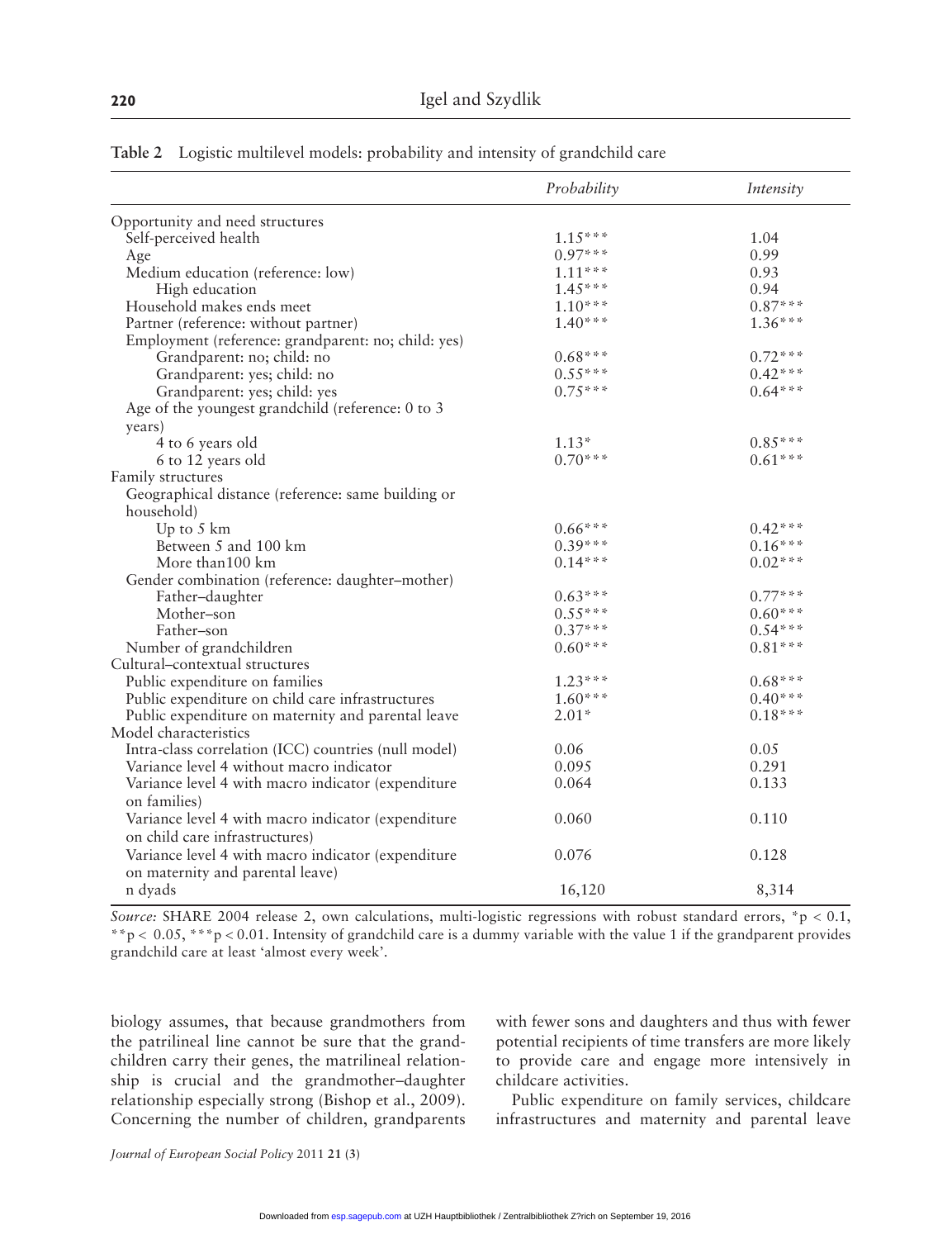**Table 2** Logistic multilevel models: probability and intensity of grandchild care

| | *Probability* | *Intensity* |
|---|---|---|
| Opportunity and need structures | | |
| Self-perceived health | 1.15*** | 1.04 |
| Age | 0.97*** | 0.99 |
| Medium education (reference: low) | 1.11*** | 0.93 |
| High education | 1.45*** | 0.94 |
| Household makes ends meet | 1.10*** | 0.87*** |
| Partner (reference: without partner) | 1.40*** | 1.36*** |
| Employment (reference: grandparent: no; child: yes) | | |
| Grandparent: no; child: no | 0.68*** | 0.72*** |
| Grandparent: yes; child: no | 0.55*** | 0.42*** |
| Grandparent: yes; child: yes | 0.75*** | 0.64*** |
| Age of the youngest grandchild (reference: 0 to 3 years) | | |
| 4 to 6 years old | 1.13* | 0.85*** |
| 6 to 12 years old | 0.70*** | 0.61*** |
| Family structures | | |
| Geographical distance (reference: same building or household) | | |
| Up to 5 km | 0.66*** | 0.42*** |
| Between 5 and 100 km | 0.39*** | 0.16*** |
| More than100 km | 0.14*** | 0.02*** |
| Gender combination (reference: daughter–mother) | | |
| Father–daughter | 0.63*** | 0.77*** |
| Mother–son | 0.55*** | 0.60*** |
| Father–son | 0.37*** | 0.54*** |
| Number of grandchildren | 0.60*** | 0.81*** |
| Cultural–contextual structures | | |
| Public expenditure on families | 1.23*** | 0.68*** |
| Public expenditure on child care infrastructures | 1.60*** | 0.40*** |
| Public expenditure on maternity and parental leave | 2.01* | 0.18*** |
| Model characteristics | | |
| Intra-class correlation (ICC) countries (null model) | 0.06 | 0.05 |
| Variance level 4 without macro indicator | 0.095 | 0.291 |
| Variance level 4 with macro indicator (expenditure on families) | 0.064 | 0.133 |
| Variance level 4 with macro indicator (expenditure on child care infrastructures) | 0.060 | 0.110 |
| Variance level 4 with macro indicator (expenditure on maternity and parental leave) | 0.076 | 0.128 |
| n dyads | 16,120 | 8,314 |

*Source:* SHARE 2004 release 2, own calculations, multi-logistic regressions with robust standard errors, *p < 0.1, **p < 0.05, ***p < 0.01. Intensity of grandchild care is a dummy variable with the value 1 if the grandparent provides grandchild care at least 'almost every week'.

biology assumes, that because grandmothers from the patrilineal line cannot be sure that the grandchildren carry their genes, the matrilineal relationship is crucial and the grandmother–daughter relationship especially strong (Bishop et al., 2009). Concerning the number of children, grandparents with fewer sons and daughters and thus with fewer potential recipients of time transfers are more likely to provide care and engage more intensively in childcare activities.

Public expenditure on family services, childcare infrastructures and maternity and parental leave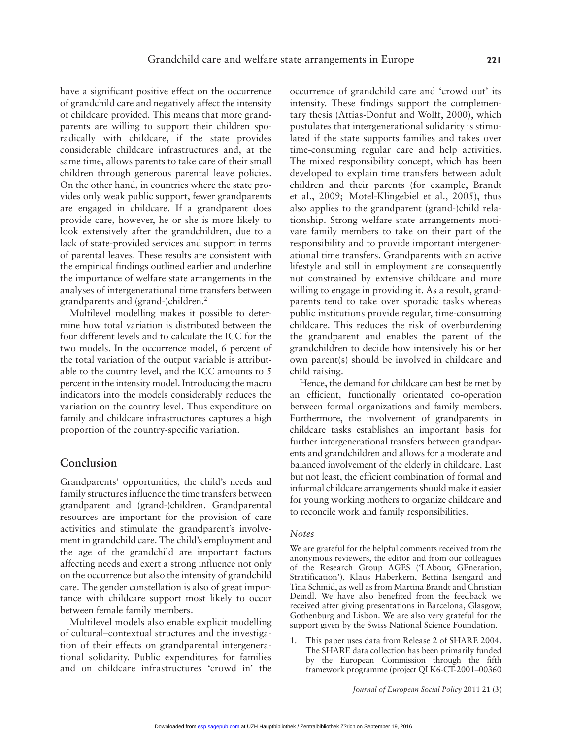have a significant positive effect on the occurrence of grandchild care and negatively affect the intensity of childcare provided. This means that more grandparents are willing to support their children sporadically with childcare, if the state provides considerable childcare infrastructures and, at the same time, allows parents to take care of their small children through generous parental leave policies. On the other hand, in countries where the state provides only weak public support, fewer grandparents are engaged in childcare. If a grandparent does provide care, however, he or she is more likely to look extensively after the grandchildren, due to a lack of state-provided services and support in terms of parental leaves. These results are consistent with the empirical findings outlined earlier and underline the importance of welfare state arrangements in the analyses of intergenerational time transfers between grandparents and (grand-)children.[2]

Multilevel modelling makes it possible to determine how total variation is distributed between the four different levels and to calculate the ICC for the two models. In the occurrence model, 6 percent of the total variation of the output variable is attributable to the country level, and the ICC amounts to 5 percent in the intensity model. Introducing the macro indicators into the models considerably reduces the variation on the country level. Thus expenditure on family and childcare infrastructures captures a high proportion of the country-specific variation.

## Conclusion

Grandparents' opportunities, the child's needs and family structures influence the time transfers between grandparent and (grand-)children. Grandparental resources are important for the provision of care activities and stimulate the grandparent's involvement in grandchild care. The child's employment and the age of the grandchild are important factors affecting needs and exert a strong influence not only on the occurrence but also the intensity of grandchild care. The gender constellation is also of great importance with childcare support most likely to occur between female family members.

Multilevel models also enable explicit modelling of cultural–contextual structures and the investigation of their effects on grandparental intergenerational solidarity. Public expenditures for families and on childcare infrastructures 'crowd in' the occurrence of grandchild care and 'crowd out' its intensity. These findings support the complementary thesis (Attias-Donfut and Wolff, 2000), which postulates that intergenerational solidarity is stimulated if the state supports families and takes over time-consuming regular care and help activities. The mixed responsibility concept, which has been developed to explain time transfers between adult children and their parents (for example, Brandt et al., 2009; Motel-Klingebiel et al., 2005), thus also applies to the grandparent (grand-)child relationship. Strong welfare state arrangements motivate family members to take on their part of the responsibility and to provide important intergenerational time transfers. Grandparents with an active lifestyle and still in employment are consequently not constrained by extensive childcare and more willing to engage in providing it. As a result, grandparents tend to take over sporadic tasks whereas public institutions provide regular, time-consuming childcare. This reduces the risk of overburdening the grandparent and enables the parent of the grandchildren to decide how intensively his or her own parent(s) should be involved in childcare and child raising.

Hence, the demand for childcare can best be met by an efficient, functionally orientated co-operation between formal organizations and family members. Furthermore, the involvement of grandparents in childcare tasks establishes an important basis for further intergenerational transfers between grandparents and grandchildren and allows for a moderate and balanced involvement of the elderly in childcare. Last but not least, the efficient combination of formal and informal childcare arrangements should make it easier for young working mothers to organize childcare and to reconcile work and family responsibilities.

### *Notes*

We are grateful for the helpful comments received from the anonymous reviewers, the editor and from our colleagues of the Research Group AGES ('LAbour, GEneration, Stratification'), Klaus Haberkern, Bettina Isengard and Tina Schmid, as well as from Martina Brandt and Christian Deindl. We have also benefited from the feedback we received after giving presentations in Barcelona, Glasgow, Gothenburg and Lisbon. We are also very grateful for the support given by the Swiss National Science Foundation.

1. This paper uses data from Release 2 of SHARE 2004. The SHARE data collection has been primarily funded by the European Commission through the fifth framework programme (project QLK6-CT-2001–00360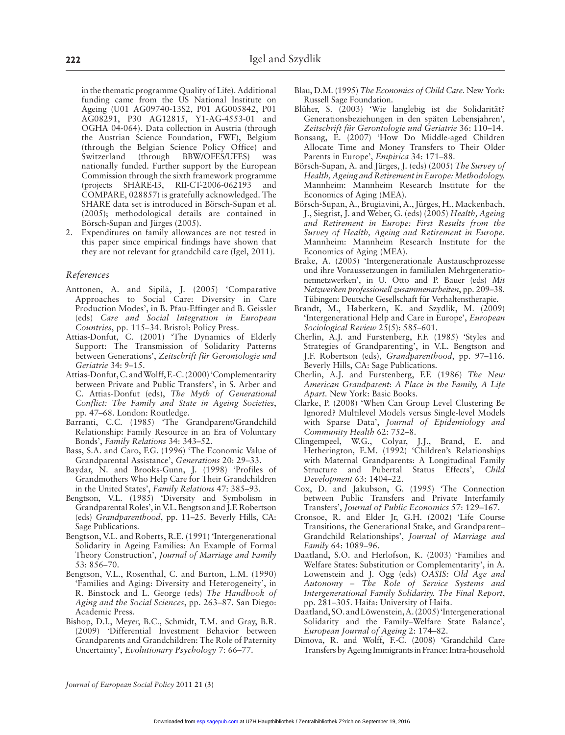in the thematic programme Quality of Life). Additional funding came from the US National Institute on Ageing (U01 AG09740-13S2, P01 AG005842, P01 AG08291, P30 AG12815, Y1-AG-4553-01 and OGHA 04-064). Data collection in Austria (through the Austrian Science Foundation, FWF), Belgium (through the Belgian Science Policy Office) and Switzerland (through BBW/OFES/UFES) was nationally funded. Further support by the European Commission through the sixth framework programme (projects SHARE-I3, RII-CT-2006-062193 and COMPARE, 028857) is gratefully acknowledged. The SHARE data set is introduced in Börsch-Supan et al. (2005); methodological details are contained in Börsch-Supan and Jürges (2005).

2. Expenditures on family allowances are not tested in this paper since empirical findings have shown that they are not relevant for grandchild care (Igel, 2011).

### *References*

Anttonen, A. and Sipilä, J. (2005) 'Comparative Approaches to Social Care: Diversity in Care Production Modes', in B. Pfau-Effinger and B. Geissler (eds) *Care and Social Integration in European Countries*, pp. 115–34. Bristol: Policy Press.

Attias-Donfut, C. (2001) 'The Dynamics of Elderly Support: The Transmission of Solidarity Patterns between Generations', *Zeitschrift für Gerontologie und Geriatrie* 34: 9–15.

Attias-Donfut, C. and Wolff, F.-C. (2000) 'Complementarity between Private and Public Transfers', in S. Arber and C. Attias-Donfut (eds), *The Myth of Generational Conflict: The Family and State in Ageing Societies*, pp. 47–68. London: Routledge.

Barranti, C.C. (1985) 'The Grandparent/Grandchild Relationship: Family Resource in an Era of Voluntary Bonds', *Family Relations* 34: 343–52.

Bass, S.A. and Caro, F.G. (1996) 'The Economic Value of Grandparental Assistance', *Generations* 20: 29–33.

Baydar, N. and Brooks-Gunn, J. (1998) 'Profiles of Grandmothers Who Help Care for Their Grandchildren in the United States', *Family Relations* 47: 385–93.

Bengtson, V.L. (1985) 'Diversity and Symbolism in Grandparental Roles', in V.L. Bengtson and J.F. Robertson (eds) *Grandparenthood*, pp. 11–25. Beverly Hills, CA: Sage Publications.

Bengtson, V.L. and Roberts, R.E. (1991) 'Intergenerational Solidarity in Ageing Families: An Example of Formal Theory Construction', *Journal of Marriage and Family* 53: 856–70.

Bengtson, V.L., Rosenthal, C. and Burton, L.M. (1990) 'Families and Aging: Diversity and Heterogeneity', in R. Binstock and L. George (eds) *The Handbook of Aging and the Social Sciences*, pp. 263–87. San Diego: Academic Press.

Bishop, D.I., Meyer, B.C., Schmidt, T.M. and Gray, B.R. (2009) 'Differential Investment Behavior between Grandparents and Grandchildren: The Role of Paternity Uncertainty', *Evolutionary Psychology* 7: 66–77.

Blau, D.M. (1995) *The Economics of Child Care*. New York: Russell Sage Foundation.

Blüher, S. (2003) 'Wie langlebig ist die Solidarität? Generationsbeziehungen in den späten Lebensjahren', *Zeitschrift für Gerontologie und Geriatrie* 36: 110–14.

Bonsang, E. (2007) 'How Do Middle-aged Children Allocate Time and Money Transfers to Their Older Parents in Europe', *Empirica* 34: 171–88.

Börsch-Supan, A. and Jürges, J. (eds) (2005) *The Survey of Health, Ageing and Retirement in Europe: Methodology.* Mannheim: Mannheim Research Institute for the Economics of Aging (MEA).

Börsch-Supan, A., Brugiavini, A., Jürges, H., Mackenbach, J., Siegrist, J. and Weber, G. (eds) (2005) *Health, Ageing and Retirement in Europe: First Results from the Survey of Health, Ageing and Retirement in Europe*. Mannheim: Mannheim Research Institute for the Economics of Aging (MEA).

Brake, A. (2005) 'Intergenerationale Austauschprozesse und ihre Voraussetzungen in familialen Mehrgenerationennetzwerken', in U. Otto and P. Bauer (eds) *Mit Netzwerken professionell zusammenarbeiten*, pp. 209–38. Tübingen: Deutsche Gesellschaft für Verhaltenstherapie.

Brandt, M., Haberkern, K. and Szydlik, M. (2009) 'Intergenerational Help and Care in Europe', *European Sociological Review* 25(5): 585–601.

Cherlin, A.J. and Furstenberg, F.F. (1985) 'Styles and Strategies of Grandparenting', in V.L. Bengtson and J.F. Robertson (eds), *Grandparenthood*, pp. 97–116. Beverly Hills, CA: Sage Publications.

Cherlin, A.J. and Furstenberg, F.F. (1986) *The New American Grandparent*: *A Place in the Family, A Life Apart*. New York: Basic Books.

Clarke, P. (2008) 'When Can Group Level Clustering Be Ignored? Multilevel Models versus Single-level Models with Sparse Data', *Journal of Epidemiology and Community Health* 62: 752–8.

Clingempeel, W.G., Colyar, J.J., Brand, E. and Hetherington, E.M. (1992) 'Children's Relationships with Maternal Grandparents: A Longitudinal Family Structure and Pubertal Status Effects', *Child Development* 63: 1404–22.

Cox, D. and Jakubson, G. (1995) 'The Connection between Public Transfers and Private Interfamily Transfers', *Journal of Public Economics* 57: 129–167.

Cronsoe, R. and Elder Jr, G.H. (2002) 'Life Course Transitions, the Generational Stake, and Grandparent–Grandchild Relationships', *Journal of Marriage and Family* 64: 1089–96.

Daatland, S.O. and Herlofson, K. (2003) 'Families and Welfare States: Substitution or Complementarity', in A. Lowenstein and J. Ogg (eds) *OASIS: Old Age and Autonomy – The Role of Service Systems and Intergenerational Family Solidarity. The Final Report*, pp. 281–305. Haifa: University of Haifa.

Daatland, SO. and Löwenstein, A. (2005) 'Intergenerational Solidarity and the Family–Welfare State Balance', *European Journal of Ageing* 2: 174–82.

Dimova, R. and Wolff, F.-C. (2008) 'Grandchild Care Transfers by Ageing Immigrants in France: Intra-household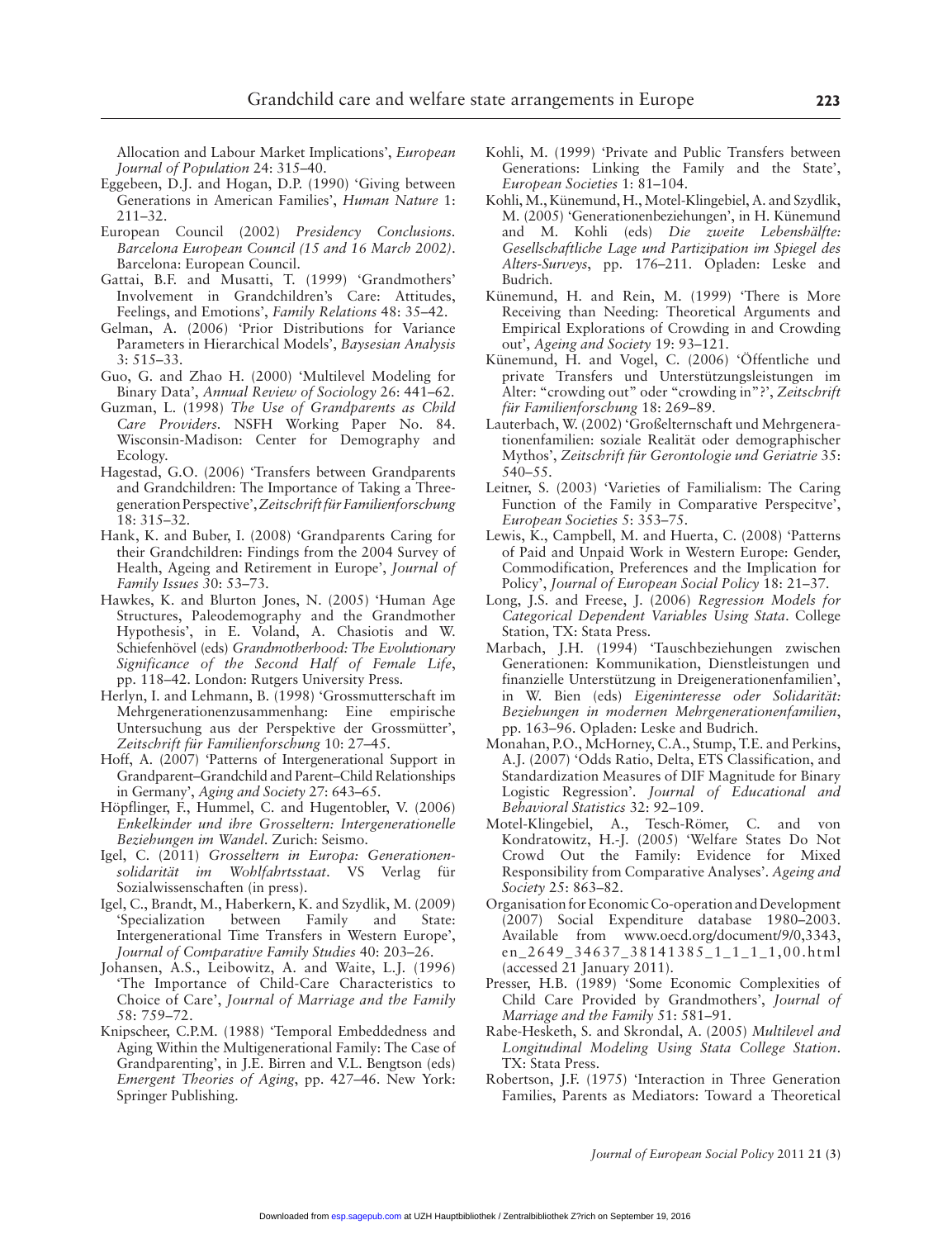Allocation and Labour Market Implications', *European Journal of Population* 24: 315–40.

Eggebeen, D.J. and Hogan, D.P. (1990) 'Giving between Generations in American Families', *Human Nature* 1: 211–32.

European Council (2002) *Presidency Conclusions. Barcelona European Council (15 and 16 March 2002)*. Barcelona: European Council.

Gattai, B.F. and Musatti, T. (1999) 'Grandmothers' Involvement in Grandchildren's Care: Attitudes, Feelings, and Emotions', *Family Relations* 48: 35–42.

Gelman, A. (2006) 'Prior Distributions for Variance Parameters in Hierarchical Models', *Baysesian Analysis* 3: 515–33.

Guo, G. and Zhao H. (2000) 'Multilevel Modeling for Binary Data', *Annual Review of Sociology* 26: 441–62.

Guzman, L. (1998) *The Use of Grandparents as Child Care Providers*. NSFH Working Paper No. 84. Wisconsin-Madison: Center for Demography and Ecology.

Hagestad, G.O. (2006) 'Transfers between Grandparents and Grandchildren: The Importance of Taking a Three-generation Perspective', *Zeitschrift für Familienforschung* 18: 315–32.

Hank, K. and Buber, I. (2008) 'Grandparents Caring for their Grandchildren: Findings from the 2004 Survey of Health, Ageing and Retirement in Europe', *Journal of Family Issues* 30: 53–73.

Hawkes, K. and Blurton Jones, N. (2005) 'Human Age Structures, Paleodemography and the Grandmother Hypothesis', in E. Voland, A. Chasiotis and W. Schiefenhövel (eds) *Grandmotherhood: The Evolutionary Significance of the Second Half of Female Life*, pp. 118–42. London: Rutgers University Press.

Herlyn, I. and Lehmann, B. (1998) 'Grossmutterschaft im Mehrgenerationenzusammenhang: Eine empirische Untersuchung aus der Perspektive der Grossmütter', *Zeitschrift für Familienforschung* 10: 27–45.

Hoff, A. (2007) 'Patterns of Intergenerational Support in Grandparent–Grandchild and Parent–Child Relationships in Germany', *Aging and Society* 27: 643–65.

Höpflinger, F., Hummel, C. and Hugentobler, V. (2006) *Enkelkinder und ihre Grosseltern: Intergenerationelle Beziehungen im Wandel*. Zurich: Seismo.

Igel, C. (2011) *Grosseltern in Europa: Generationensolidarität im Wohlfahrtsstaat*. VS Verlag für Sozialwissenschaften (in press).

Igel, C., Brandt, M., Haberkern, K. and Szydlik, M. (2009) 'Specialization between Family and State: Intergenerational Time Transfers in Western Europe', *Journal of Comparative Family Studies* 40: 203–26.

Johansen, A.S., Leibowitz, A. and Waite, L.J. (1996) 'The Importance of Child-Care Characteristics to Choice of Care', *Journal of Marriage and the Family* 58: 759–72.

Knipscheer, C.P.M. (1988) 'Temporal Embeddedness and Aging Within the Multigenerational Family: The Case of Grandparenting', in J.E. Birren and V.L. Bengtson (eds) *Emergent Theories of Aging*, pp. 427–46. New York: Springer Publishing.

Kohli, M. (1999) 'Private and Public Transfers between Generations: Linking the Family and the State', *European Societies* 1: 81–104.

Kohli, M., Künemund, H., Motel-Klingebiel, A. and Szydlik, M. (2005) 'Generationenbeziehungen', in H. Künemund and M. Kohli (eds) *Die zweite Lebenshälfte: Gesellschaftliche Lage und Partizipation im Spiegel des Alters-Surveys*, pp. 176–211. Opladen: Leske and Budrich.

Künemund, H. and Rein, M. (1999) 'There is More Receiving than Needing: Theoretical Arguments and Empirical Explorations of Crowding in and Crowding out', *Ageing and Society* 19: 93–121.

Künemund, H. and Vogel, C. (2006) 'Öffentliche und private Transfers und Unterstützungsleistungen im Alter: "crowding out" oder "crowding in"?', *Zeitschrift für Familienforschung* 18: 269–89.

Lauterbach, W. (2002) 'Großelternschaft und Mehrgenerationenfamilien: soziale Realität oder demographischer Mythos', *Zeitschrift für Gerontologie und Geriatrie* 35: 540–55.

Leitner, S. (2003) 'Varieties of Familialism: The Caring Function of the Family in Comparative Perspecitve', *European Societies* 5: 353–75.

Lewis, K., Campbell, M. and Huerta, C. (2008) 'Patterns of Paid and Unpaid Work in Western Europe: Gender, Commodification, Preferences and the Implication for Policy', *Journal of European Social Policy* 18: 21–37.

Long, J.S. and Freese, J. (2006) *Regression Models for Categorical Dependent Variables Using Stata*. College Station, TX: Stata Press.

Marbach, J.H. (1994) 'Tauschbeziehungen zwischen Generationen: Kommunikation, Dienstleistungen und finanzielle Unterstützung in Dreigenerationenfamilien', in W. Bien (eds) *Eigeninteresse oder Solidarität: Beziehungen in modernen Mehrgenerationenfamilien*, pp. 163–96. Opladen: Leske and Budrich.

Monahan, P.O., McHorney, C.A., Stump, T.E. and Perkins, A.J. (2007) 'Odds Ratio, Delta, ETS Classification, and Standardization Measures of DIF Magnitude for Binary Logistic Regression'. *Journal of Educational and Behavioral Statistics* 32: 92–109.

Motel-Klingebiel, A., Tesch-Römer, C. and von Kondratowitz, H.-J. (2005) 'Welfare States Do Not Crowd Out the Family: Evidence for Mixed Responsibility from Comparative Analyses'. *Ageing and Society* 25: 863–82.

Organisation for Economic Co-operation and Development (2007) Social Expenditure database 1980–2003. Available from www.oecd.org/document/9/0,3343,en_2649_34637_38141385_1_1_1_1,00.html (accessed 21 January 2011).

Presser, H.B. (1989) 'Some Economic Complexities of Child Care Provided by Grandmothers', *Journal of Marriage and the Family* 51: 581–91.

Rabe-Hesketh, S. and Skrondal, A. (2005) *Multilevel and Longitudinal Modeling Using Stata College Station*. TX: Stata Press.

Robertson, J.F. (1975) 'Interaction in Three Generation Families, Parents as Mediators: Toward a Theoretical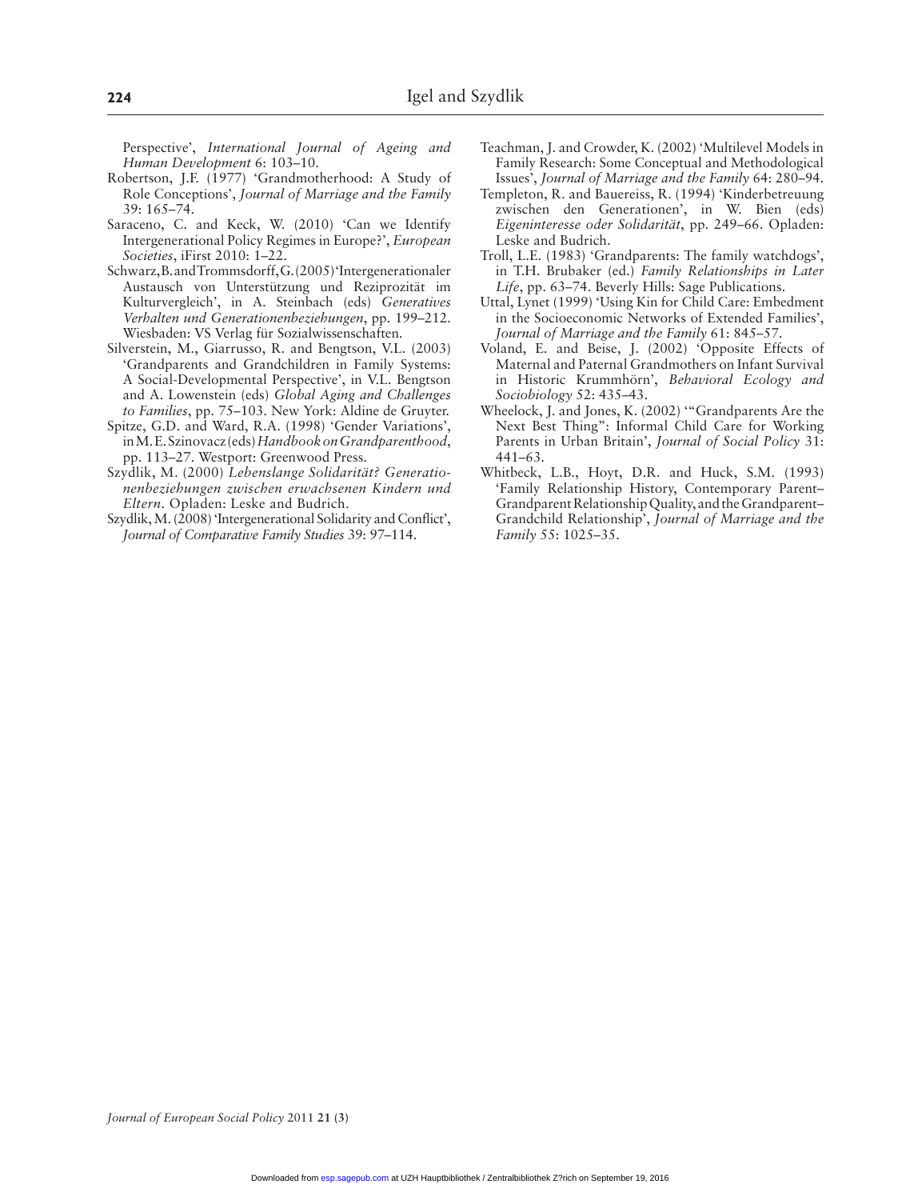Perspective', *International Journal of Ageing and Human Development* 6: 103–10.

Robertson, J.F. (1977) 'Grandmotherhood: A Study of Role Conceptions', *Journal of Marriage and the Family* 39: 165–74.

Saraceno, C. and Keck, W. (2010) 'Can we Identify Intergenerational Policy Regimes in Europe?', *European Societies*, iFirst 2010: 1–22.

Schwarz, B. and Trommsdorff, G. (2005) 'Intergenerationaler Austausch von Unterstützung und Reziprozität im Kulturvergleich', in A. Steinbach (eds) *Generatives Verhalten und Generationenbeziehungen*, pp. 199–212. Wiesbaden: VS Verlag für Sozialwissenschaften.

Silverstein, M., Giarrusso, R. and Bengtson, V.L. (2003) 'Grandparents and Grandchildren in Family Systems: A Social-Developmental Perspective', in V.L. Bengtson and A. Lowenstein (eds) *Global Aging and Challenges to Families*, pp. 75–103. New York: Aldine de Gruyter.

Spitze, G.D. and Ward, R.A. (1998) 'Gender Variations', in M. E. Szinovacz (eds) *Handbook on Grandparenthood*, pp. 113–27. Westport: Greenwood Press.

Szydlik, M. (2000) *Lebenslange Solidarität? Generationenbeziehungen zwischen erwachsenen Kindern und Eltern*. Opladen: Leske and Budrich.

Szydlik, M. (2008) 'Intergenerational Solidarity and Conflict', *Journal of Comparative Family Studies* 39: 97–114.

Teachman, J. and Crowder, K. (2002) 'Multilevel Models in Family Research: Some Conceptual and Methodological Issues', *Journal of Marriage and the Family* 64: 280–94.

Templeton, R. and Bauereiss, R. (1994) 'Kinderbetreuung zwischen den Generationen', in W. Bien (eds) *Eigeninteresse oder Solidarität*, pp. 249–66. Opladen: Leske and Budrich.

Troll, L.E. (1983) 'Grandparents: The family watchdogs', in T.H. Brubaker (ed.) *Family Relationships in Later Life*, pp. 63–74. Beverly Hills: Sage Publications.

Uttal, Lynet (1999) 'Using Kin for Child Care: Embedment in the Socioeconomic Networks of Extended Families', *Journal of Marriage and the Family* 61: 845–57.

Voland, E. and Beise, J. (2002) 'Opposite Effects of Maternal and Paternal Grandmothers on Infant Survival in Historic Krummhörn', *Behavioral Ecology and Sociobiology* 52: 435–43.

Wheelock, J. and Jones, K. (2002) '"Grandparents Are the Next Best Thing": Informal Child Care for Working Parents in Urban Britain', *Journal of Social Policy* 31: 441–63.

Whitbeck, L.B., Hoyt, D.R. and Huck, S.M. (1993) 'Family Relationship History, Contemporary Parent–Grandparent Relationship Quality, and the Grandparent–Grandchild Relationship', *Journal of Marriage and the Family* 55: 1025–35.